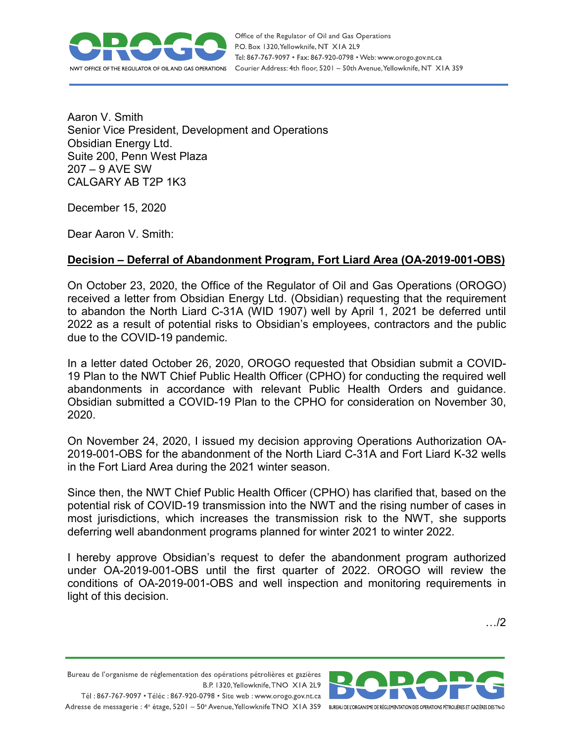Aaron V. Smith
Senior Vice President, Development and Operations
Obsidian Energy Ltd.
Suite 200, Penn West Plaza
207 – 9 AVE SW
CALGARY AB T2P 1K3

December 15, 2020

Dear Aaron V. Smith:

**Decision – Deferral of Abandonment Program, Fort Liard Area (OA-2019-001-OBS)**

On October 23, 2020, the Office of the Regulator of Oil and Gas Operations (OROGO) received a letter from Obsidian Energy Ltd. (Obsidian) requesting that the requirement to abandon the North Liard C-31A (WID 1907) well by April 1, 2021 be deferred until 2022 as a result of potential risks to Obsidian's employees, contractors and the public due to the COVID-19 pandemic.

In a letter dated October 26, 2020, OROGO requested that Obsidian submit a COVID-19 Plan to the NWT Chief Public Health Officer (CPHO) for conducting the required well abandonments in accordance with relevant Public Health Orders and guidance. Obsidian submitted a COVID-19 Plan to the CPHO for consideration on November 30, 2020.

On November 24, 2020, I issued my decision approving Operations Authorization OA-2019-001-OBS for the abandonment of the North Liard C-31A and Fort Liard K-32 wells in the Fort Liard Area during the 2021 winter season.

Since then, the NWT Chief Public Health Officer (CPHO) has clarified that, based on the potential risk of COVID-19 transmission into the NWT and the rising number of cases in most jurisdictions, which increases the transmission risk to the NWT, she supports deferring well abandonment programs planned for winter 2021 to winter 2022.

I hereby approve Obsidian's request to defer the abandonment program authorized under OA-2019-001-OBS until the first quarter of 2022. OROGO will review the conditions of OA-2019-001-OBS and well inspection and monitoring requirements in light of this decision.

…/2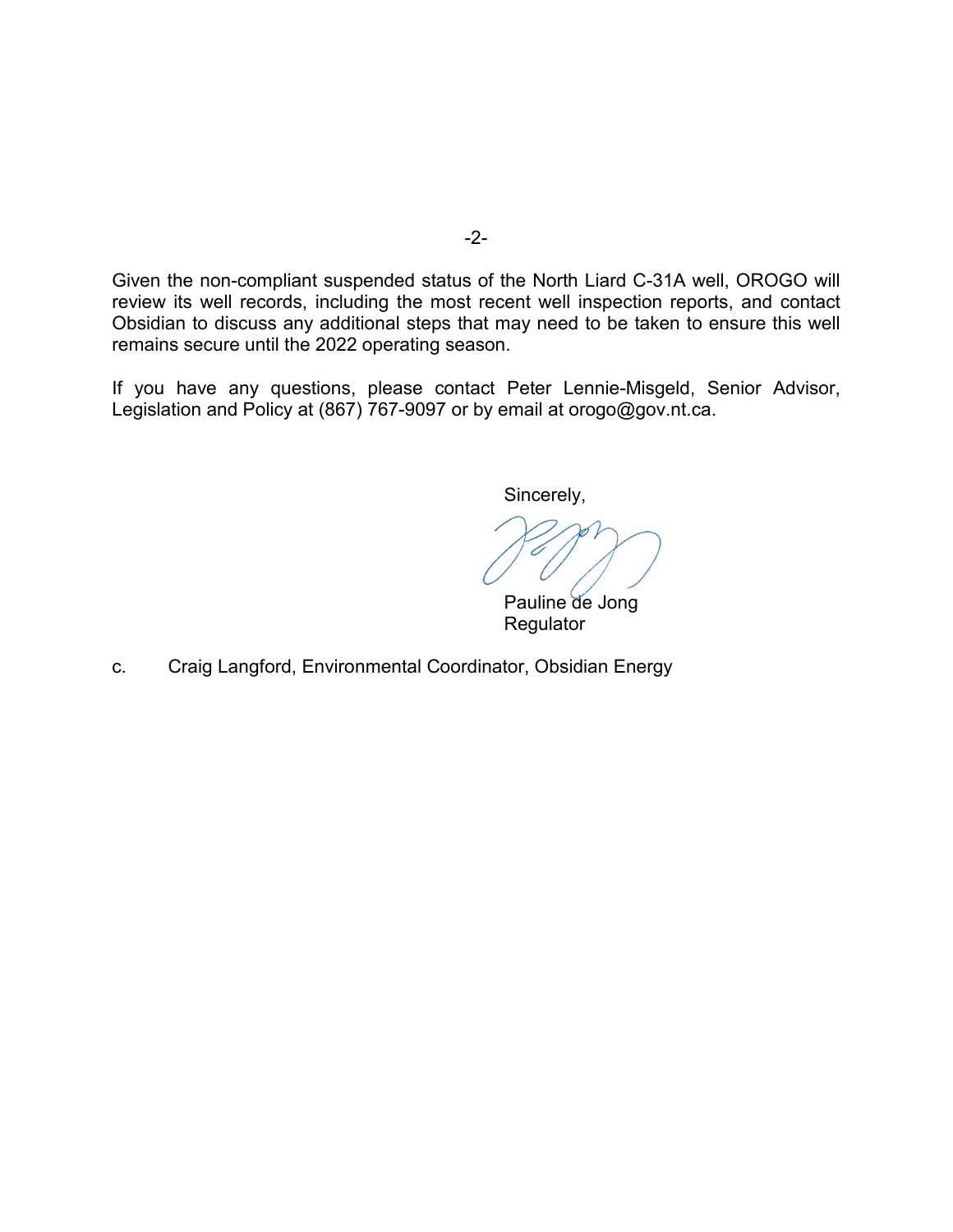Given the non-compliant suspended status of the North Liard C-31A well, OROGO will review its well records, including the most recent well inspection reports, and contact Obsidian to discuss any additional steps that may need to be taken to ensure this well remains secure until the 2022 operating season.

If you have any questions, please contact Peter Lennie-Misgeld, Senior Advisor, Legislation and Policy at (867) 767-9097 or by email at orogo@gov.nt.ca.

Sincerely,

Pauline de Jong
Regulator

c. Craig Langford, Environmental Coordinator, Obsidian Energy